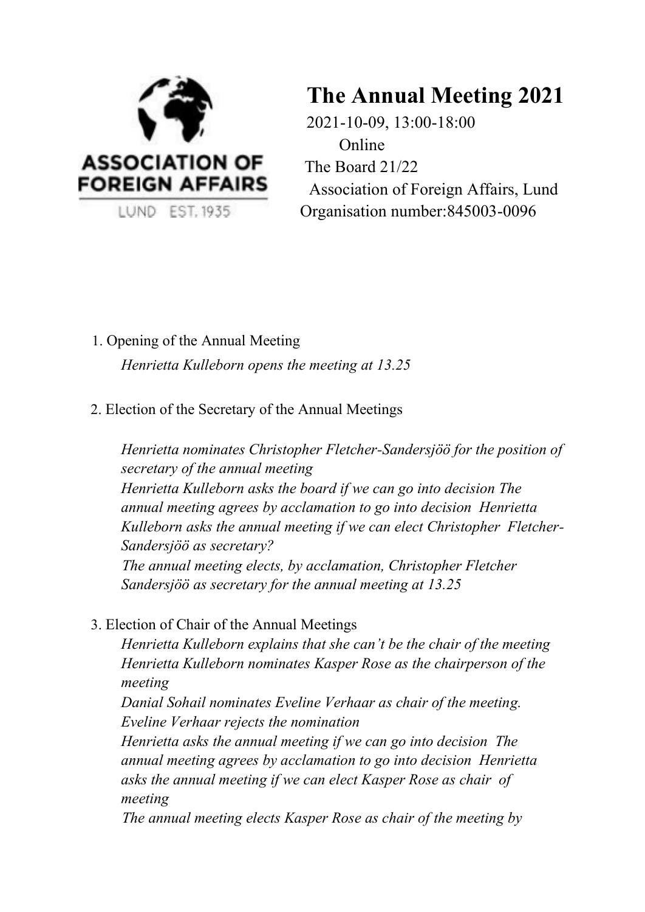# The Annual Meeting 2021

2021-10-09, 13:00-18:00
Online
The Board 21/22
Association of Foreign Affairs, Lund
Organisation number:845003-0096

1. Opening of the Annual Meeting

    *Henrietta Kulleborn opens the meeting at 13.25*

2. Election of the Secretary of the Annual Meetings

    *Henrietta nominates Christopher Fletcher-Sandersjöö for the position of secretary of the annual meeting*
    *Henrietta Kulleborn asks the board if we can go into decision The annual meeting agrees by acclamation to go into decision Henrietta Kulleborn asks the annual meeting if we can elect Christopher Fletcher-Sandersjöö as secretary?*
    *The annual meeting elects, by acclamation, Christopher Fletcher Sandersjöö as secretary for the annual meeting at 13.25*

3. Election of Chair of the Annual Meetings

    *Henrietta Kulleborn explains that she can't be the chair of the meeting*
    *Henrietta Kulleborn nominates Kasper Rose as the chairperson of the meeting*
    *Danial Sohail nominates Eveline Verhaar as chair of the meeting.*
    *Eveline Verhaar rejects the nomination*
    *Henrietta asks the annual meeting if we can go into decision The annual meeting agrees by acclamation to go into decision Henrietta asks the annual meeting if we can elect Kasper Rose as chair of meeting*
    *The annual meeting elects Kasper Rose as chair of the meeting by*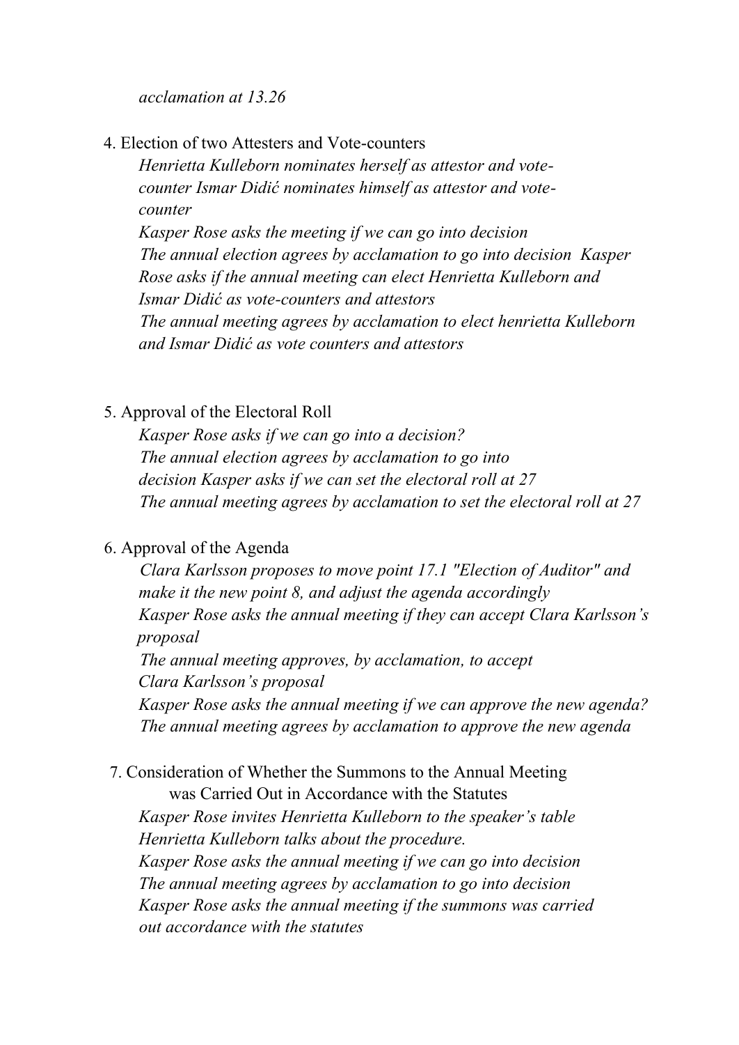*acclamation at 13.26*

4. Election of two Attesters and Vote-counters

   *Henrietta Kulleborn nominates herself as attestor and vote-counter Ismar Didić nominates himself as attestor and vote-counter*
   *Kasper Rose asks the meeting if we can go into decision*
   *The annual election agrees by acclamation to go into decision Kasper Rose asks if the annual meeting can elect Henrietta Kulleborn and Ismar Didić as vote-counters and attestors*
   *The annual meeting agrees by acclamation to elect henrietta Kulleborn and Ismar Didić as vote counters and attestors*

5. Approval of the Electoral Roll

   *Kasper Rose asks if we can go into a decision?*
   *The annual election agrees by acclamation to go into decision Kasper asks if we can set the electoral roll at 27*
   *The annual meeting agrees by acclamation to set the electoral roll at 27*

6. Approval of the Agenda

   *Clara Karlsson proposes to move point 17.1 "Election of Auditor" and make it the new point 8, and adjust the agenda accordingly*
   *Kasper Rose asks the annual meeting if they can accept Clara Karlsson's proposal*
   *The annual meeting approves, by acclamation, to accept Clara Karlsson's proposal*
   *Kasper Rose asks the annual meeting if we can approve the new agenda?*
   *The annual meeting agrees by acclamation to approve the new agenda*

7. Consideration of Whether the Summons to the Annual Meeting was Carried Out in Accordance with the Statutes

   *Kasper Rose invites Henrietta Kulleborn to the speaker's table*
   *Henrietta Kulleborn talks about the procedure.*
   *Kasper Rose asks the annual meeting if we can go into decision*
   *The annual meeting agrees by acclamation to go into decision*
   *Kasper Rose asks the annual meeting if the summons was carried out accordance with the statutes*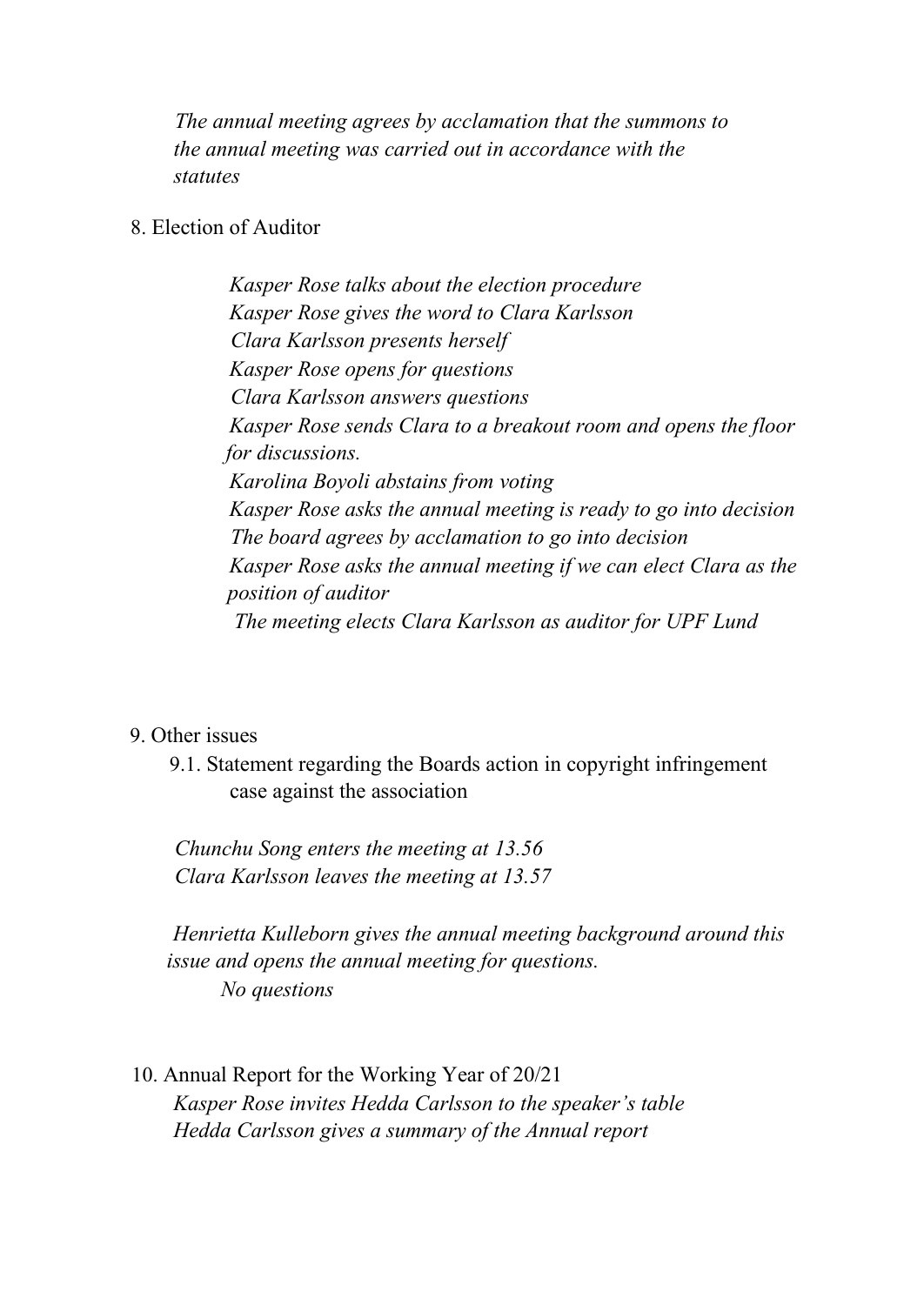*The annual meeting agrees by acclamation that the summons to the annual meeting was carried out in accordance with the statutes*

8. Election of Auditor

*Kasper Rose talks about the election procedure*
*Kasper Rose gives the word to Clara Karlsson*
*Clara Karlsson presents herself*
*Kasper Rose opens for questions*
*Clara Karlsson answers questions*
*Kasper Rose sends Clara to a breakout room and opens the floor for discussions.*
*Karolina Boyoli abstains from voting*
*Kasper Rose asks the annual meeting is ready to go into decision*
*The board agrees by acclamation to go into decision*
*Kasper Rose asks the annual meeting if we can elect Clara as the position of auditor*
*The meeting elects Clara Karlsson as auditor for UPF Lund*

9. Other issues

9.1. Statement regarding the Boards action in copyright infringement case against the association

*Chunchu Song enters the meeting at 13.56*
*Clara Karlsson leaves the meeting at 13.57*

*Henrietta Kulleborn gives the annual meeting background around this issue and opens the annual meeting for questions.*
*No questions*

10. Annual Report for the Working Year of 20/21

*Kasper Rose invites Hedda Carlsson to the speaker's table*
*Hedda Carlsson gives a summary of the Annual report*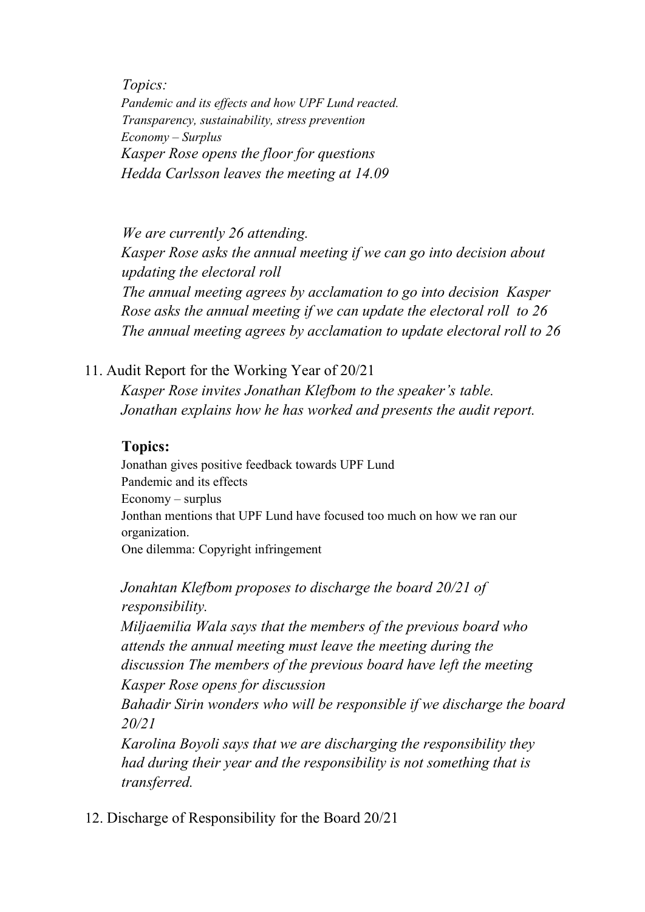*Topics:*
*Pandemic and its effects and how UPF Lund reacted.*
*Transparency, sustainability, stress prevention*
*Economy – Surplus*
*Kasper Rose opens the floor for questions*
*Hedda Carlsson leaves the meeting at 14.09*

*We are currently 26 attending.*
*Kasper Rose asks the annual meeting if we can go into decision about updating the electoral roll*
*The annual meeting agrees by acclamation to go into decision Kasper Rose asks the annual meeting if we can update the electoral roll to 26*
*The annual meeting agrees by acclamation to update electoral roll to 26*

11. Audit Report for the Working Year of 20/21

*Kasper Rose invites Jonathan Klefbom to the speaker's table.*
*Jonathan explains how he has worked and presents the audit report.*

**Topics:**
Jonathan gives positive feedback towards UPF Lund
Pandemic and its effects
Economy – surplus
Jonthan mentions that UPF Lund have focused too much on how we ran our organization.
One dilemma: Copyright infringement

*Jonahtan Klefbom proposes to discharge the board 20/21 of responsibility.*
*Miljaemilia Wala says that the members of the previous board who attends the annual meeting must leave the meeting during the discussion The members of the previous board have left the meeting*
*Kasper Rose opens for discussion*
*Bahadir Sirin wonders who will be responsible if we discharge the board 20/21*
*Karolina Boyoli says that we are discharging the responsibility they had during their year and the responsibility is not something that is transferred.*

12. Discharge of Responsibility for the Board 20/21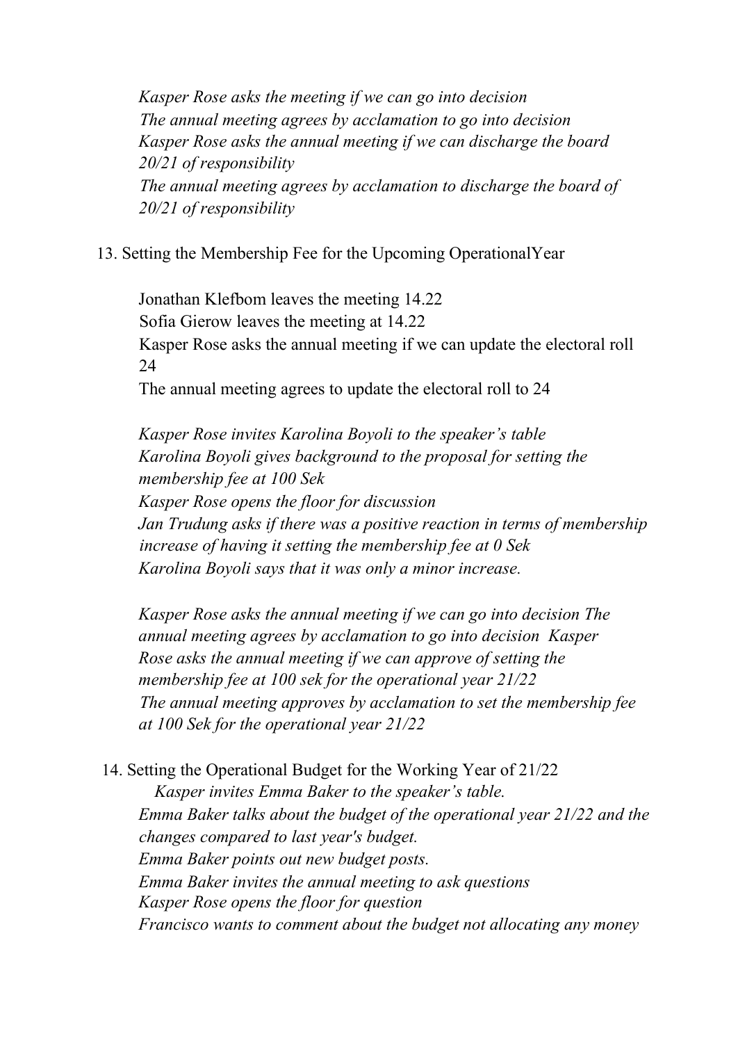*Kasper Rose asks the meeting if we can go into decision*
*The annual meeting agrees by acclamation to go into decision*
*Kasper Rose asks the annual meeting if we can discharge the board 20/21 of responsibility*
*The annual meeting agrees by acclamation to discharge the board of 20/21 of responsibility*

13. Setting the Membership Fee for the Upcoming OperationalYear

Jonathan Klefbom leaves the meeting 14.22
Sofia Gierow leaves the meeting at 14.22
Kasper Rose asks the annual meeting if we can update the electoral roll 24
The annual meeting agrees to update the electoral roll to 24

*Kasper Rose invites Karolina Boyoli to the speaker's table*
*Karolina Boyoli gives background to the proposal for setting the membership fee at 100 Sek*
*Kasper Rose opens the floor for discussion*
*Jan Trudung asks if there was a positive reaction in terms of membership increase of having it setting the membership fee at 0 Sek*
*Karolina Boyoli says that it was only a minor increase.*

*Kasper Rose asks the annual meeting if we can go into decision The annual meeting agrees by acclamation to go into decision Kasper Rose asks the annual meeting if we can approve of setting the membership fee at 100 sek for the operational year 21/22*
*The annual meeting approves by acclamation to set the membership fee at 100 Sek for the operational year 21/22*

14. Setting the Operational Budget for the Working Year of 21/22

*Kasper invites Emma Baker to the speaker's table.*
*Emma Baker talks about the budget of the operational year 21/22 and the changes compared to last year's budget.*
*Emma Baker points out new budget posts.*
*Emma Baker invites the annual meeting to ask questions*
*Kasper Rose opens the floor for question*
*Francisco wants to comment about the budget not allocating any money*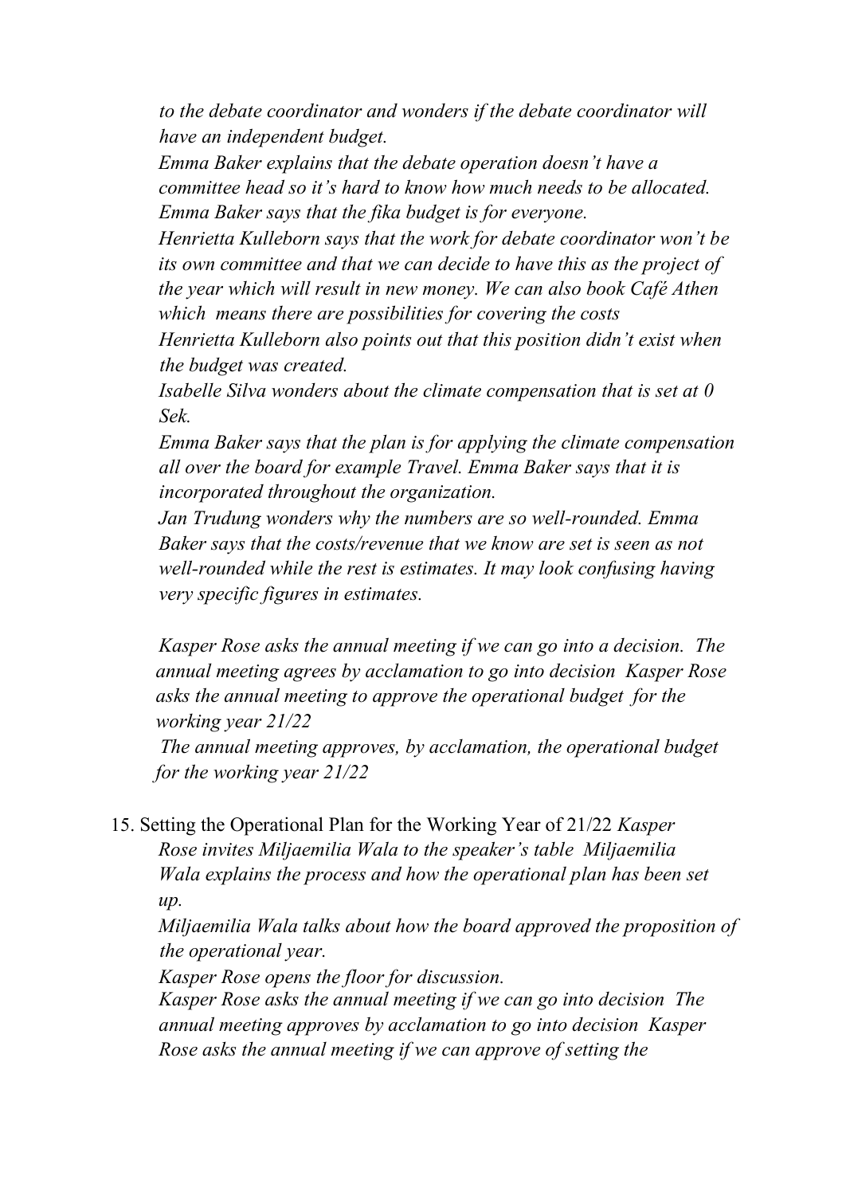*to the debate coordinator and wonders if the debate coordinator will have an independent budget.*

*Emma Baker explains that the debate operation doesn't have a committee head so it's hard to know how much needs to be allocated. Emma Baker says that the fika budget is for everyone.*

*Henrietta Kulleborn says that the work for debate coordinator won't be its own committee and that we can decide to have this as the project of the year which will result in new money. We can also book Café Athen which means there are possibilities for covering the costs*

*Henrietta Kulleborn also points out that this position didn't exist when the budget was created.*

*Isabelle Silva wonders about the climate compensation that is set at 0 Sek.*

*Emma Baker says that the plan is for applying the climate compensation all over the board for example Travel. Emma Baker says that it is incorporated throughout the organization.*

*Jan Trudung wonders why the numbers are so well-rounded. Emma Baker says that the costs/revenue that we know are set is seen as not well-rounded while the rest is estimates. It may look confusing having very specific figures in estimates.*

*Kasper Rose asks the annual meeting if we can go into a decision. The annual meeting agrees by acclamation to go into decision Kasper Rose asks the annual meeting to approve the operational budget for the working year 21/22*

*The annual meeting approves, by acclamation, the operational budget for the working year 21/22*

15. Setting the Operational Plan for the Working Year of 21/22 *Kasper Rose invites Miljaemilia Wala to the speaker's table Miljaemilia Wala explains the process and how the operational plan has been set up.*

    *Miljaemilia Wala talks about how the board approved the proposition of the operational year.*

    *Kasper Rose opens the floor for discussion.*

    *Kasper Rose asks the annual meeting if we can go into decision The annual meeting approves by acclamation to go into decision Kasper Rose asks the annual meeting if we can approve of setting the*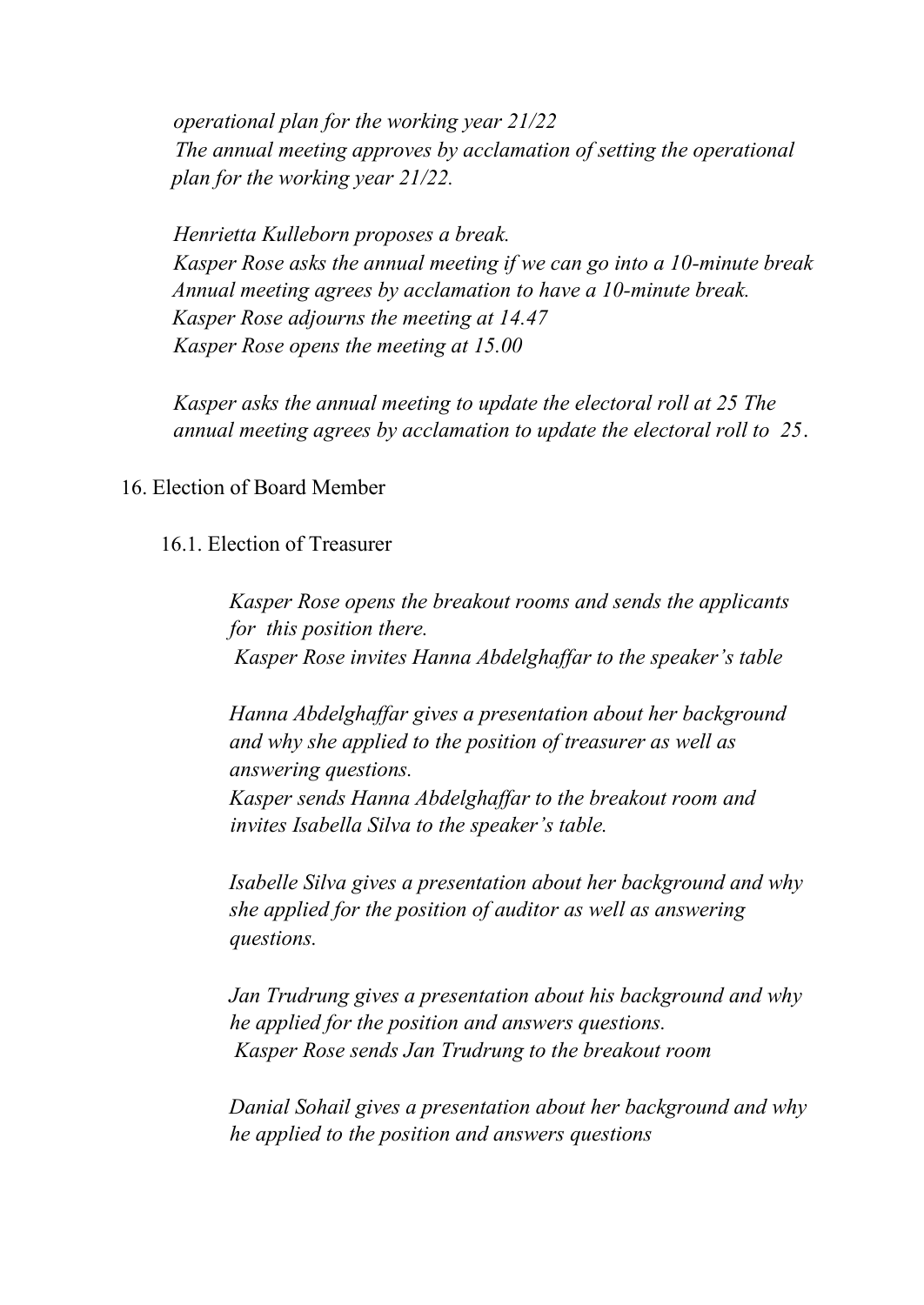*operational plan for the working year 21/22*
*The annual meeting approves by acclamation of setting the operational plan for the working year 21/22.*

*Henrietta Kulleborn proposes a break.*
*Kasper Rose asks the annual meeting if we can go into a 10-minute break*
*Annual meeting agrees by acclamation to have a 10-minute break.*
*Kasper Rose adjourns the meeting at 14.47*
*Kasper Rose opens the meeting at 15.00*

*Kasper asks the annual meeting to update the electoral roll at 25 The annual meeting agrees by acclamation to update the electoral roll to 25.*

16. Election of Board Member

16.1. Election of Treasurer

*Kasper Rose opens the breakout rooms and sends the applicants for this position there.*
*Kasper Rose invites Hanna Abdelghaffar to the speaker's table*

*Hanna Abdelghaffar gives a presentation about her background and why she applied to the position of treasurer as well as answering questions.*
*Kasper sends Hanna Abdelghaffar to the breakout room and invites Isabella Silva to the speaker's table.*

*Isabelle Silva gives a presentation about her background and why she applied for the position of auditor as well as answering questions.*

*Jan Trudrung gives a presentation about his background and why he applied for the position and answers questions.*
*Kasper Rose sends Jan Trudrung to the breakout room*

*Danial Sohail gives a presentation about her background and why he applied to the position and answers questions*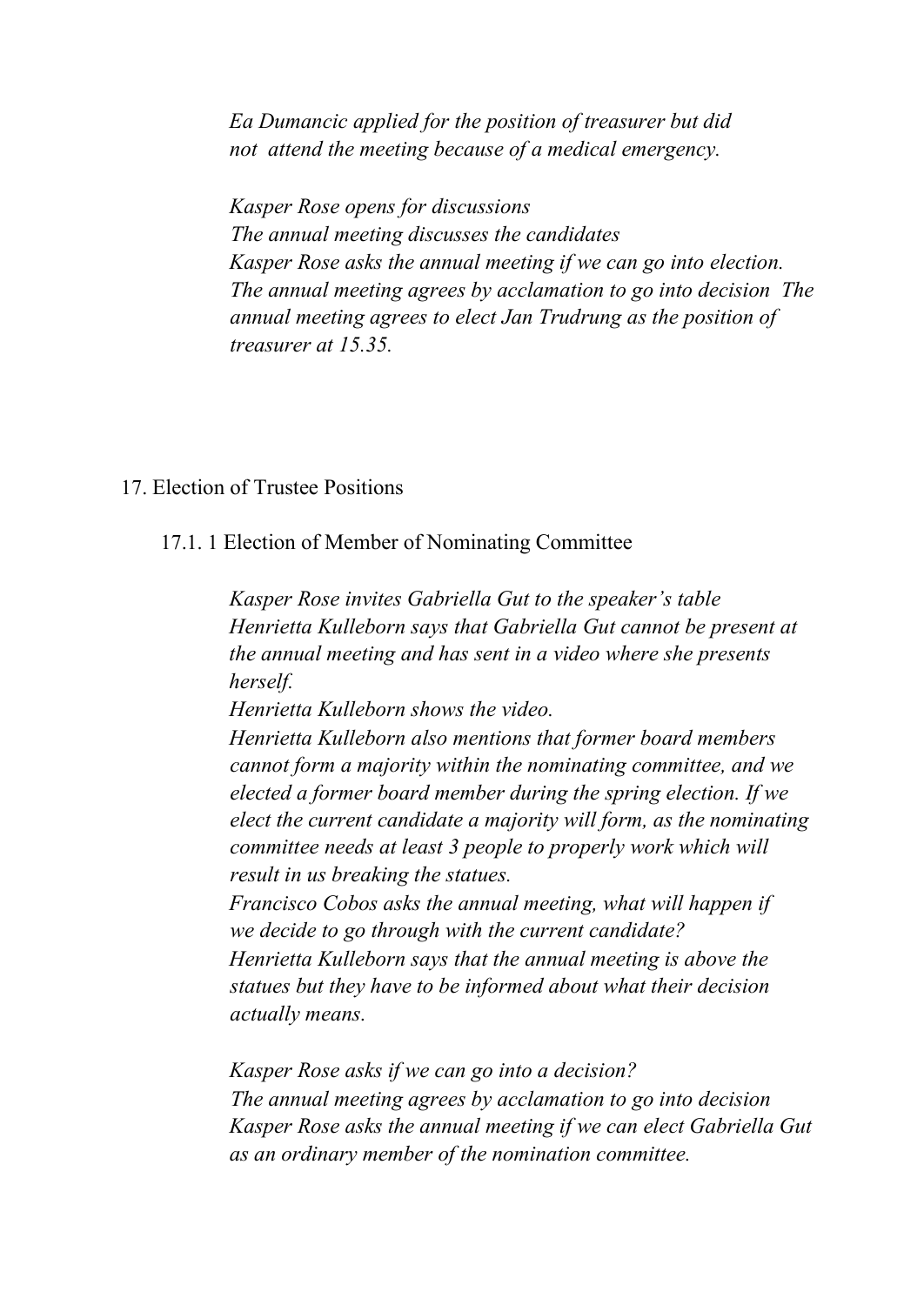*Ea Dumancic applied for the position of treasurer but did not attend the meeting because of a medical emergency.*

*Kasper Rose opens for discussions*
*The annual meeting discusses the candidates*
*Kasper Rose asks the annual meeting if we can go into election. The annual meeting agrees by acclamation to go into decision The annual meeting agrees to elect Jan Trudrung as the position of treasurer at 15.35.*

## 17. Election of Trustee Positions

### 17.1. 1 Election of Member of Nominating Committee

*Kasper Rose invites Gabriella Gut to the speaker's table*
*Henrietta Kulleborn says that Gabriella Gut cannot be present at the annual meeting and has sent in a video where she presents herself.*
*Henrietta Kulleborn shows the video.*
*Henrietta Kulleborn also mentions that former board members cannot form a majority within the nominating committee, and we elected a former board member during the spring election. If we elect the current candidate a majority will form, as the nominating committee needs at least 3 people to properly work which will result in us breaking the statues.*
*Francisco Cobos asks the annual meeting, what will happen if we decide to go through with the current candidate?*
*Henrietta Kulleborn says that the annual meeting is above the statues but they have to be informed about what their decision actually means.*

*Kasper Rose asks if we can go into a decision?*
*The annual meeting agrees by acclamation to go into decision*
*Kasper Rose asks the annual meeting if we can elect Gabriella Gut as an ordinary member of the nomination committee.*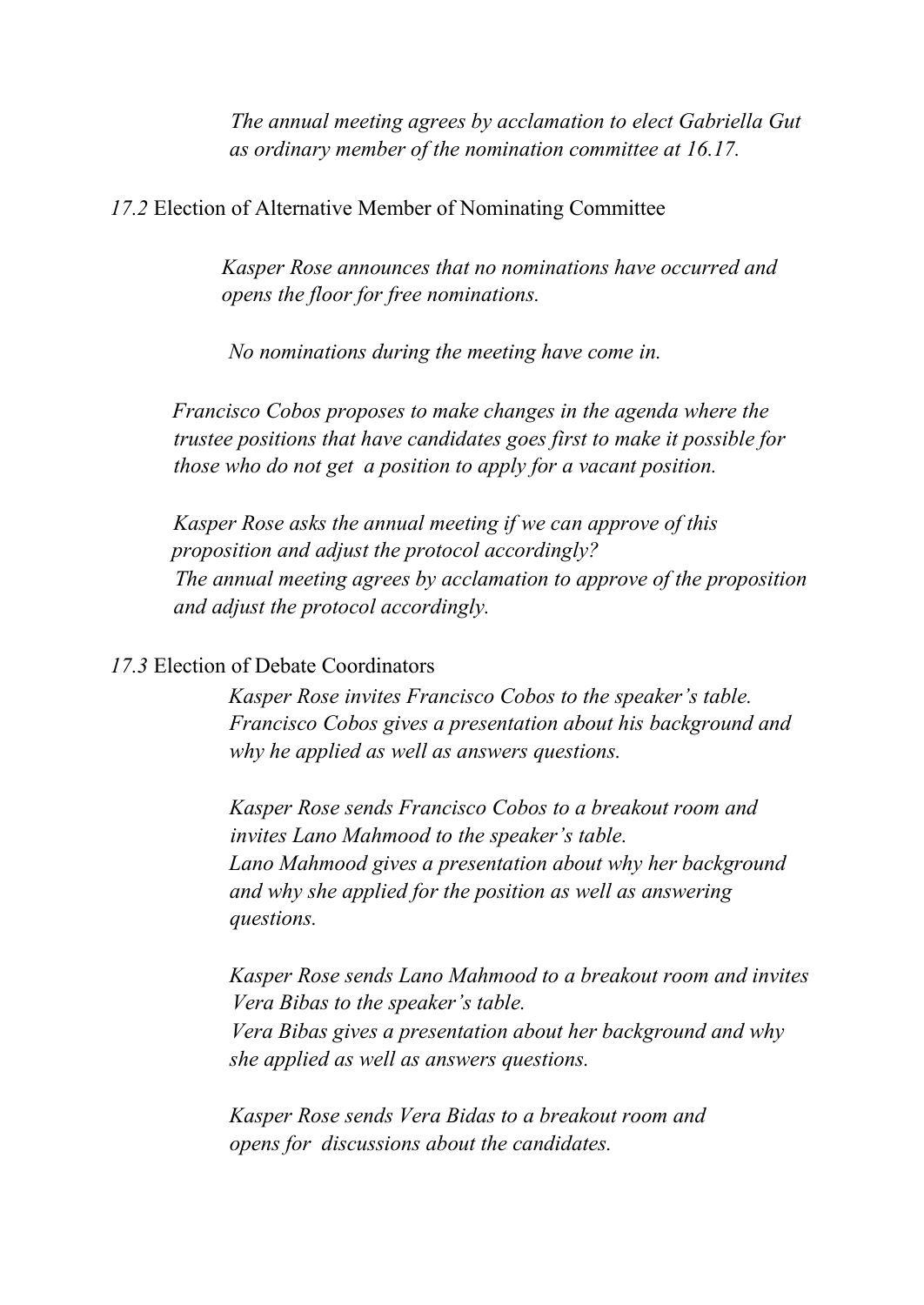*The annual meeting agrees by acclamation to elect Gabriella Gut as ordinary member of the nomination committee at 16.17.*

*17.2* Election of Alternative Member of Nominating Committee

*Kasper Rose announces that no nominations have occurred and opens the floor for free nominations.*

*No nominations during the meeting have come in.*

*Francisco Cobos proposes to make changes in the agenda where the trustee positions that have candidates goes first to make it possible for those who do not get a position to apply for a vacant position.*

*Kasper Rose asks the annual meeting if we can approve of this proposition and adjust the protocol accordingly?*
*The annual meeting agrees by acclamation to approve of the proposition and adjust the protocol accordingly.*

*17.3* Election of Debate Coordinators

*Kasper Rose invites Francisco Cobos to the speaker's table.*
*Francisco Cobos gives a presentation about his background and why he applied as well as answers questions.*

*Kasper Rose sends Francisco Cobos to a breakout room and invites Lano Mahmood to the speaker's table.*
*Lano Mahmood gives a presentation about why her background and why she applied for the position as well as answering questions.*

*Kasper Rose sends Lano Mahmood to a breakout room and invites Vera Bibas to the speaker's table.*
*Vera Bibas gives a presentation about her background and why she applied as well as answers questions.*

*Kasper Rose sends Vera Bidas to a breakout room and opens for discussions about the candidates.*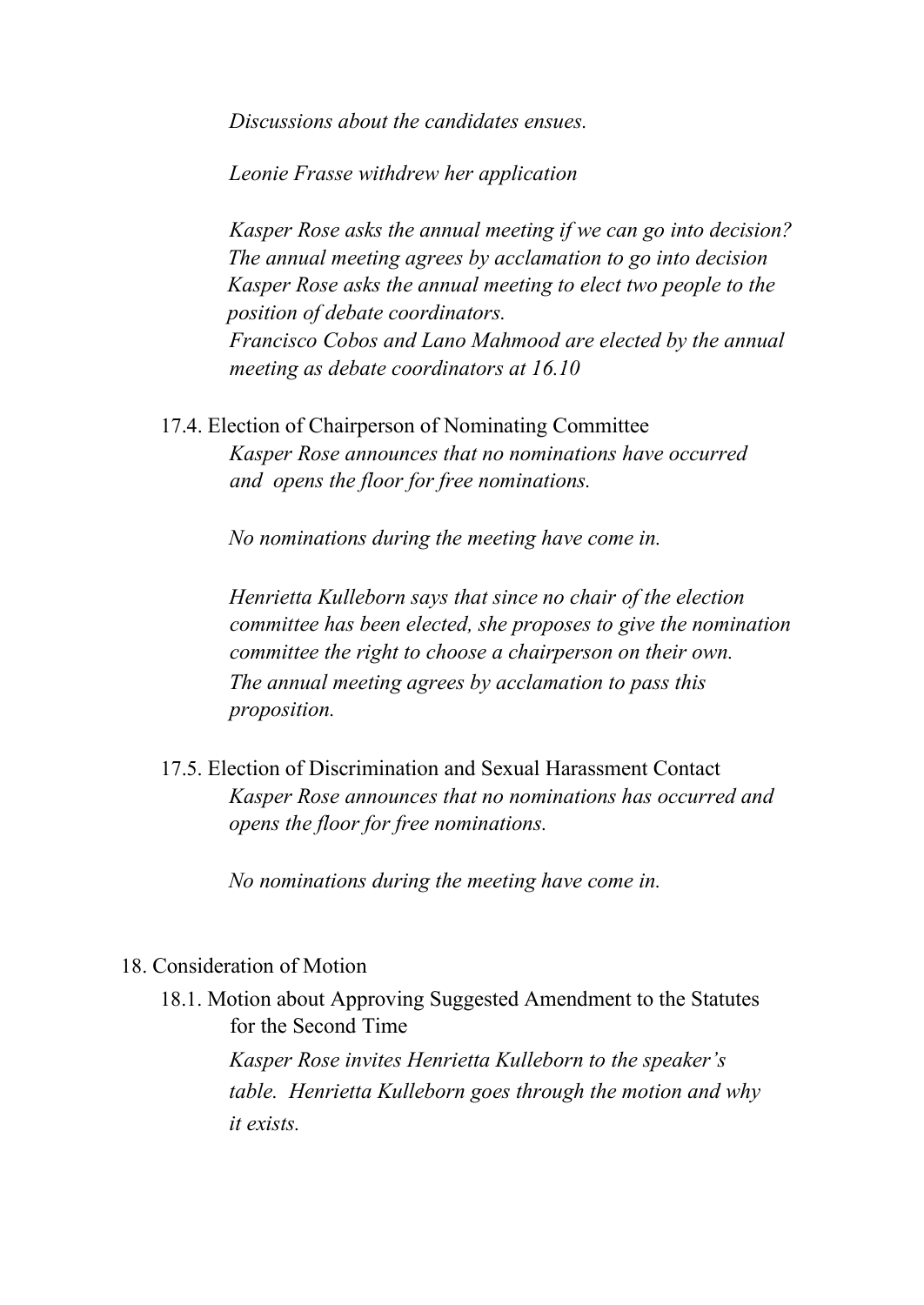*Discussions about the candidates ensues.*

*Leonie Frasse withdrew her application*

*Kasper Rose asks the annual meeting if we can go into decision?*
*The annual meeting agrees by acclamation to go into decision*
*Kasper Rose asks the annual meeting to elect two people to the position of debate coordinators.*
*Francisco Cobos and Lano Mahmood are elected by the annual meeting as debate coordinators at 16.10*

17.4. Election of Chairperson of Nominating Committee

*Kasper Rose announces that no nominations have occurred and opens the floor for free nominations.*

*No nominations during the meeting have come in.*

*Henrietta Kulleborn says that since no chair of the election committee has been elected, she proposes to give the nomination committee the right to choose a chairperson on their own.*
*The annual meeting agrees by acclamation to pass this proposition.*

17.5. Election of Discrimination and Sexual Harassment Contact

*Kasper Rose announces that no nominations has occurred and opens the floor for free nominations.*

*No nominations during the meeting have come in.*

18. Consideration of Motion

18.1. Motion about Approving Suggested Amendment to the Statutes for the Second Time

*Kasper Rose invites Henrietta Kulleborn to the speaker's table. Henrietta Kulleborn goes through the motion and why it exists.*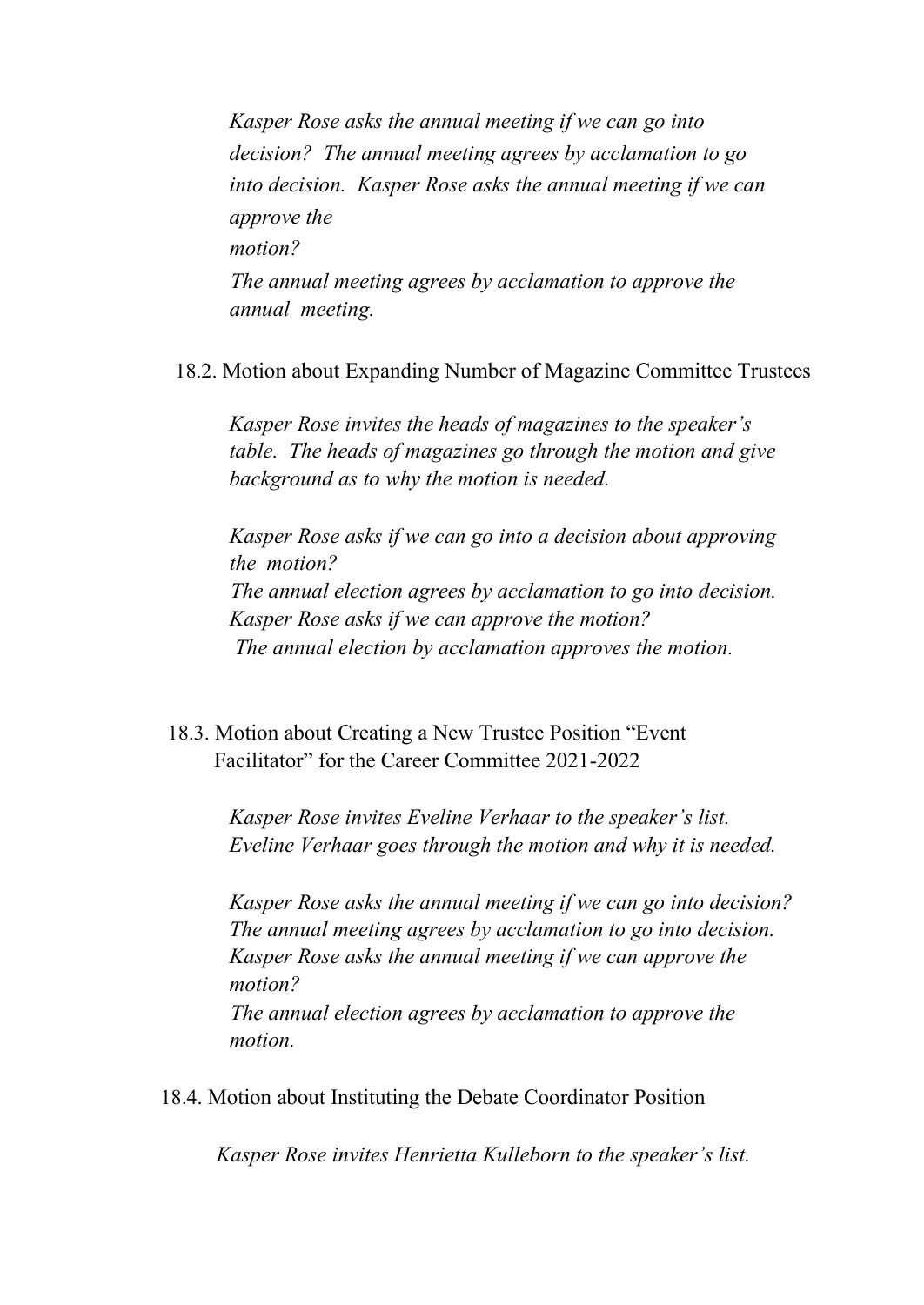*Kasper Rose asks the annual meeting if we can go into decision? The annual meeting agrees by acclamation to go into decision. Kasper Rose asks the annual meeting if we can approve the motion?*

*The annual meeting agrees by acclamation to approve the annual meeting.*

18.2. Motion about Expanding Number of Magazine Committee Trustees

*Kasper Rose invites the heads of magazines to the speaker's table. The heads of magazines go through the motion and give background as to why the motion is needed.*

*Kasper Rose asks if we can go into a decision about approving the motion?*
*The annual election agrees by acclamation to go into decision.*
*Kasper Rose asks if we can approve the motion?*
*The annual election by acclamation approves the motion.*

18.3. Motion about Creating a New Trustee Position "Event Facilitator" for the Career Committee 2021-2022

*Kasper Rose invites Eveline Verhaar to the speaker's list. Eveline Verhaar goes through the motion and why it is needed.*

*Kasper Rose asks the annual meeting if we can go into decision?*
*The annual meeting agrees by acclamation to go into decision.*
*Kasper Rose asks the annual meeting if we can approve the motion?*
*The annual election agrees by acclamation to approve the motion.*

18.4. Motion about Instituting the Debate Coordinator Position

*Kasper Rose invites Henrietta Kulleborn to the speaker's list.*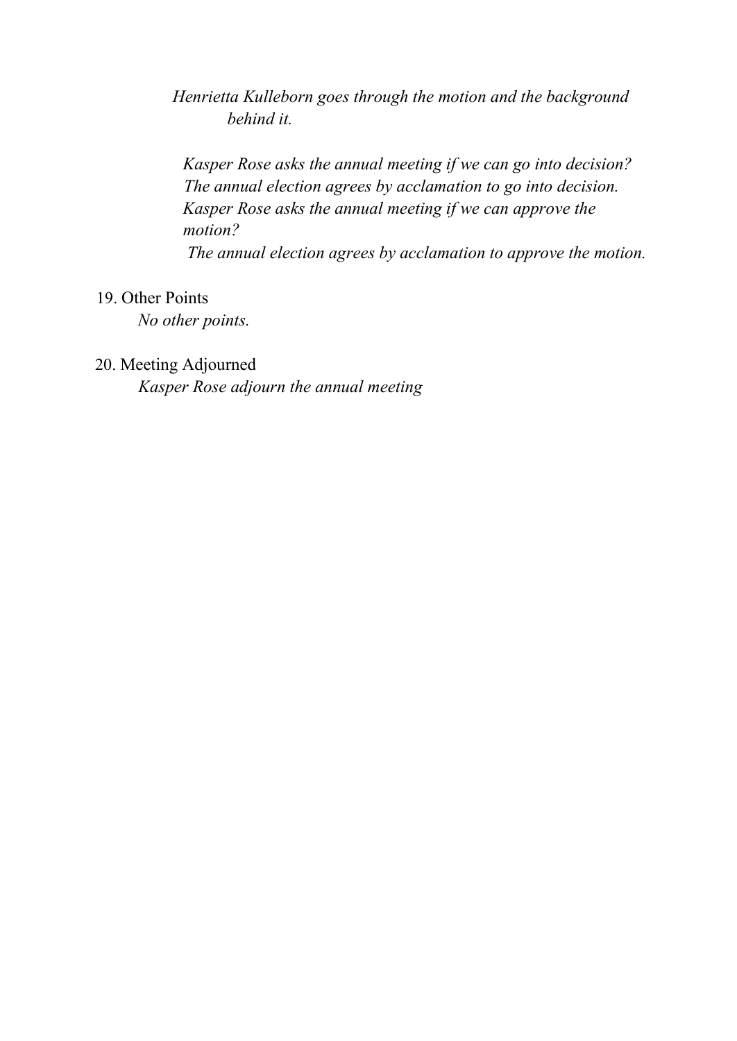*Henrietta Kulleborn goes through the motion and the background behind it.*

*Kasper Rose asks the annual meeting if we can go into decision?*
*The annual election agrees by acclamation to go into decision.*
*Kasper Rose asks the annual meeting if we can approve the motion?*
*The annual election agrees by acclamation to approve the motion.*

19. Other Points

    *No other points.*

20. Meeting Adjourned

    *Kasper Rose adjourn the annual meeting*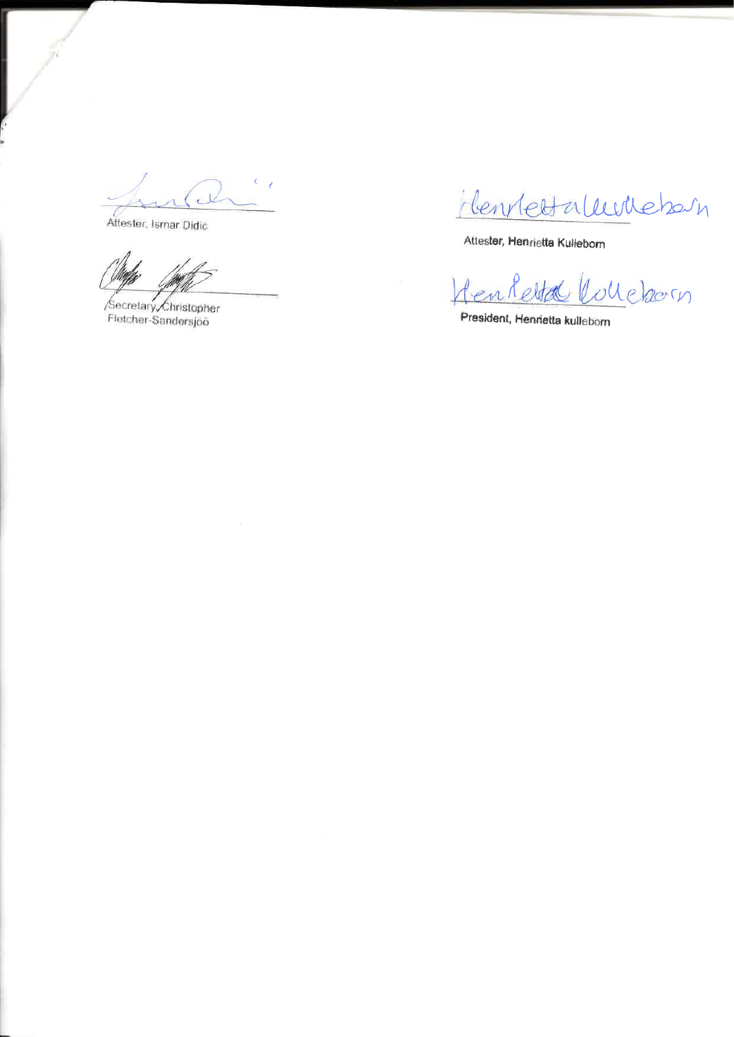Attester, Ismar Didić

Attester, Henrietta Kullebom

Secretary, Christopher Fletcher-Sandersjöö

President, Henrietta kullebom